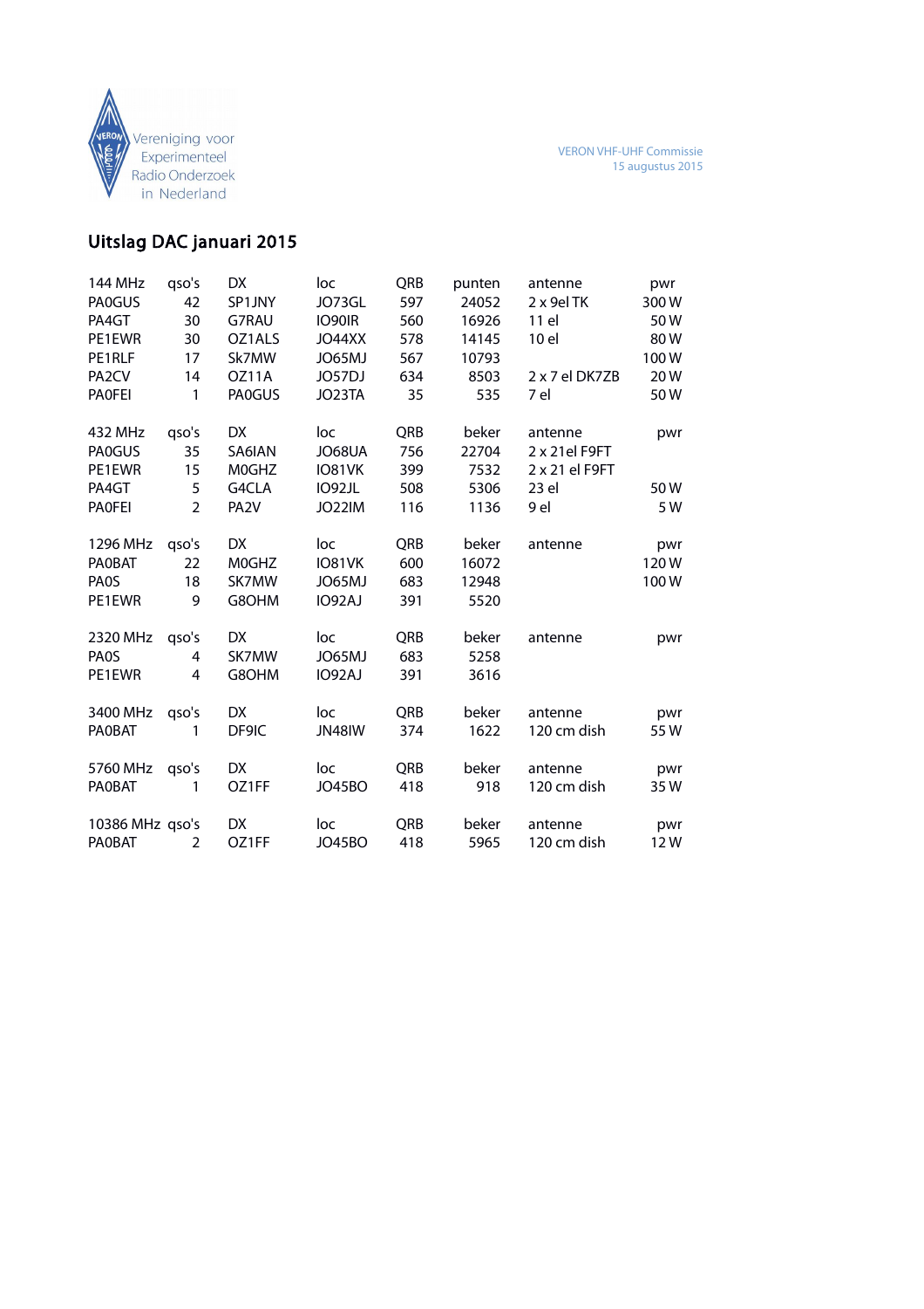Vereniging voor Experimenteel Radio Onderzoek in Nederland

VERON VHF-UHF Commissie
15 augustus 2015

## Uitslag DAC januari 2015

| 144 MHz | qso's | DX | loc | QRB | punten | antenne | pwr |
|---|---|---|---|---|---|---|---|
| PA0GUS | 42 | SP1JNY | JO73GL | 597 | 24052 | 2 x 9el TK | 300 W |
| PA4GT | 30 | G7RAU | IO90IR | 560 | 16926 | 11 el | 50 W |
| PE1EWR | 30 | OZ1ALS | JO44XX | 578 | 14145 | 10 el | 80 W |
| PE1RLF | 17 | Sk7MW | JO65MJ | 567 | 10793 | | 100 W |
| PA2CV | 14 | OZ11A | JO57DJ | 634 | 8503 | 2 x 7 el DK7ZB | 20 W |
| PA0FEI | 1 | PA0GUS | JO23TA | 35 | 535 | 7 el | 50 W |

| 432 MHz | qso's | DX | loc | QRB | beker | antenne | pwr |
|---|---|---|---|---|---|---|---|
| PA0GUS | 35 | SA6IAN | JO68UA | 756 | 22704 | 2 x 21el F9FT | |
| PE1EWR | 15 | M0GHZ | IO81VK | 399 | 7532 | 2 x 21 el F9FT | |
| PA4GT | 5 | G4CLA | IO92JL | 508 | 5306 | 23 el | 50 W |
| PA0FEI | 2 | PA2V | JO22IM | 116 | 1136 | 9 el | 5 W |

| 1296 MHz | qso's | DX | loc | QRB | beker | antenne | pwr |
|---|---|---|---|---|---|---|---|
| PA0BAT | 22 | M0GHZ | IO81VK | 600 | 16072 | | 120 W |
| PA0S | 18 | SK7MW | JO65MJ | 683 | 12948 | | 100 W |
| PE1EWR | 9 | G8OHM | IO92AJ | 391 | 5520 | | |

| 2320 MHz | qso's | DX | loc | QRB | beker | antenne | pwr |
|---|---|---|---|---|---|---|---|
| PA0S | 4 | SK7MW | JO65MJ | 683 | 5258 | | |
| PE1EWR | 4 | G8OHM | IO92AJ | 391 | 3616 | | |

| 3400 MHz | qso's | DX | loc | QRB | beker | antenne | pwr |
|---|---|---|---|---|---|---|---|
| PA0BAT | 1 | DF9IC | JN48IW | 374 | 1622 | 120 cm dish | 55 W |

| 5760 MHz | qso's | DX | loc | QRB | beker | antenne | pwr |
|---|---|---|---|---|---|---|---|
| PA0BAT | 1 | OZ1FF | JO45BO | 418 | 918 | 120 cm dish | 35 W |

| 10386 MHz | qso's | DX | loc | QRB | beker | antenne | pwr |
|---|---|---|---|---|---|---|---|
| PA0BAT | 2 | OZ1FF | JO45BO | 418 | 5965 | 120 cm dish | 12 W |